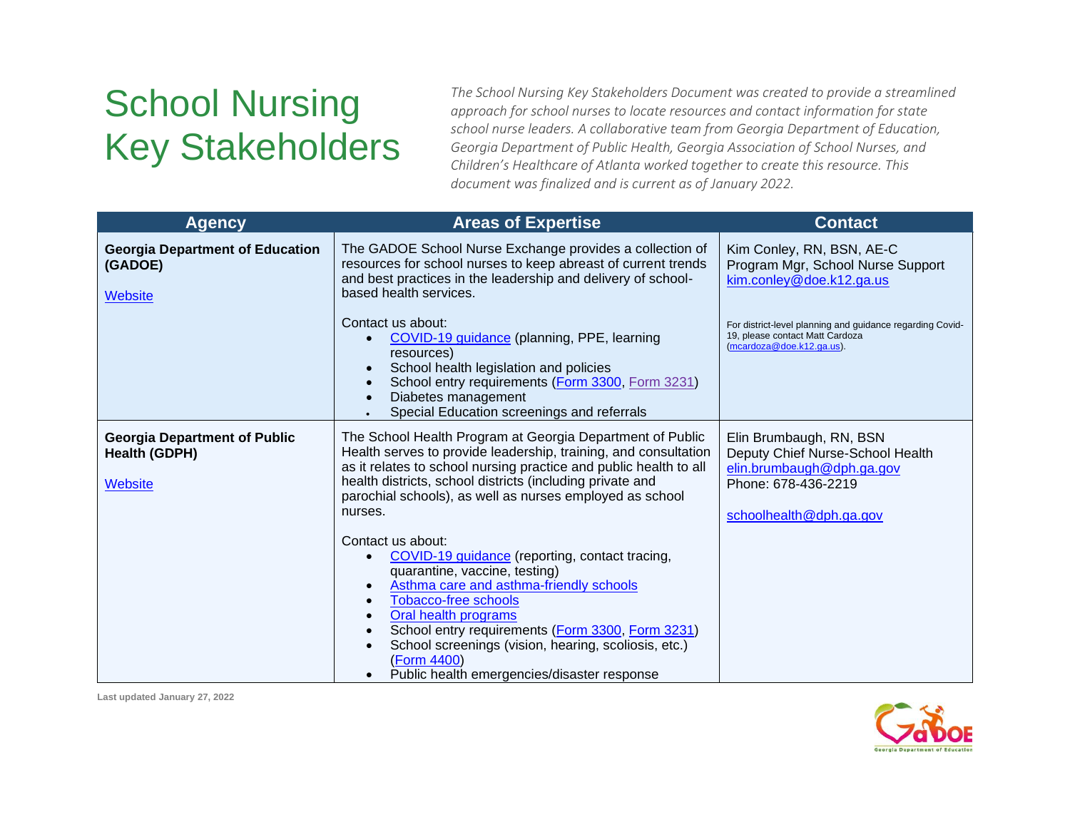# School Nursing Key Stakeholders

*The School Nursing Key Stakeholders Document was created to provide a streamlined approach for school nurses to locate resources and contact information for state school nurse leaders. A collaborative team from Georgia Department of Education, Georgia Department of Public Health, Georgia Association of School Nurses, and Children's Healthcare of Atlanta worked together to create this resource. This document was finalized and is current as of January 2022.*

| Agency | Areas of Expertise | Contact |
|---|---|---|
| **Georgia Department of Education (GADOE)**<br><br>Website | The GADOE School Nurse Exchange provides a collection of resources for school nurses to keep abreast of current trends and best practices in the leadership and delivery of school-based health services.<br><br>Contact us about:<br>• COVID-19 guidance (planning, PPE, learning resources)<br>• School health legislation and policies<br>• School entry requirements (Form 3300, Form 3231)<br>• Diabetes management<br>• Special Education screenings and referrals | Kim Conley, RN, BSN, AE-C<br>Program Mgr, School Nurse Support<br>kim.conley@doe.k12.ga.us<br><br>For district-level planning and guidance regarding Covid-19, please contact Matt Cardoza (mcardoza@doe.k12.ga.us). |
| **Georgia Department of Public Health (GDPH)**<br><br>Website | The School Health Program at Georgia Department of Public Health serves to provide leadership, training, and consultation as it relates to school nursing practice and public health to all health districts, school districts (including private and parochial schools), as well as nurses employed as school nurses.<br><br>Contact us about:<br>• COVID-19 guidance (reporting, contact tracing, quarantine, vaccine, testing)<br>• Asthma care and asthma-friendly schools<br>• Tobacco-free schools<br>• Oral health programs<br>• School entry requirements (Form 3300, Form 3231)<br>• School screenings (vision, hearing, scoliosis, etc.) (Form 4400)<br>• Public health emergencies/disaster response | Elin Brumbaugh, RN, BSN<br>Deputy Chief Nurse-School Health<br>elin.brumbaugh@dph.ga.gov<br>Phone: 678-436-2219<br><br>schoolhealth@dph.ga.gov |

Last updated January 27, 2022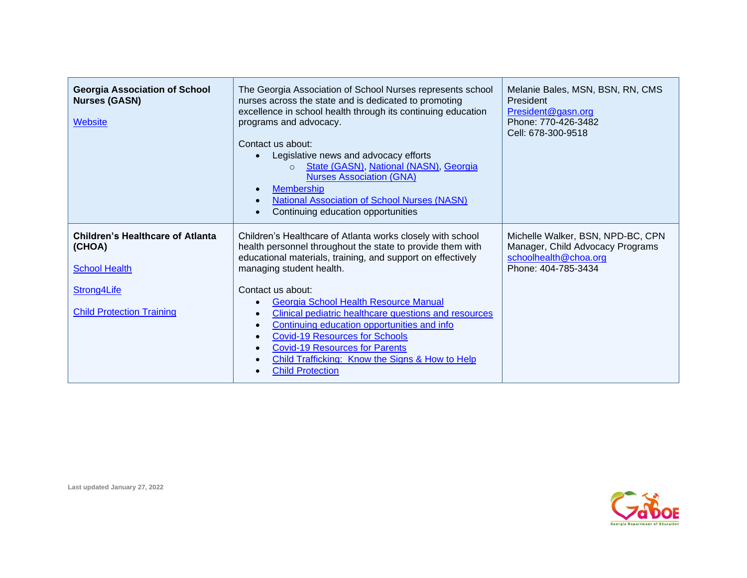| | | |
|---|---|---|
| **Georgia Association of School Nurses (GASN)**<br><br>Website | The Georgia Association of School Nurses represents school nurses across the state and is dedicated to promoting excellence in school health through its continuing education programs and advocacy.<br><br>Contact us about:<br>• Legislative news and advocacy efforts<br>&nbsp;&nbsp;&nbsp;&nbsp;○ State (GASN), National (NASN), Georgia Nurses Association (GNA)<br>• Membership<br>• National Association of School Nurses (NASN)<br>• Continuing education opportunities | Melanie Bales, MSN, BSN, RN, CMS<br>President<br>President@gasn.org<br>Phone: 770-426-3482<br>Cell: 678-300-9518 |
| **Children's Healthcare of Atlanta (CHOA)**<br><br>School Health<br><br>Strong4Life<br><br>Child Protection Training | Children's Healthcare of Atlanta works closely with school health personnel throughout the state to provide them with educational materials, training, and support on effectively managing student health.<br><br>Contact us about:<br>• Georgia School Health Resource Manual<br>• Clinical pediatric healthcare questions and resources<br>• Continuing education opportunities and info<br>• Covid-19 Resources for Schools<br>• Covid-19 Resources for Parents<br>• Child Trafficking: Know the Signs & How to Help<br>• Child Protection | Michelle Walker, BSN, NPD-BC, CPN<br>Manager, Child Advocacy Programs<br>schoolhealth@choa.org<br>Phone: 404-785-3434 |

Last updated January 27, 2022